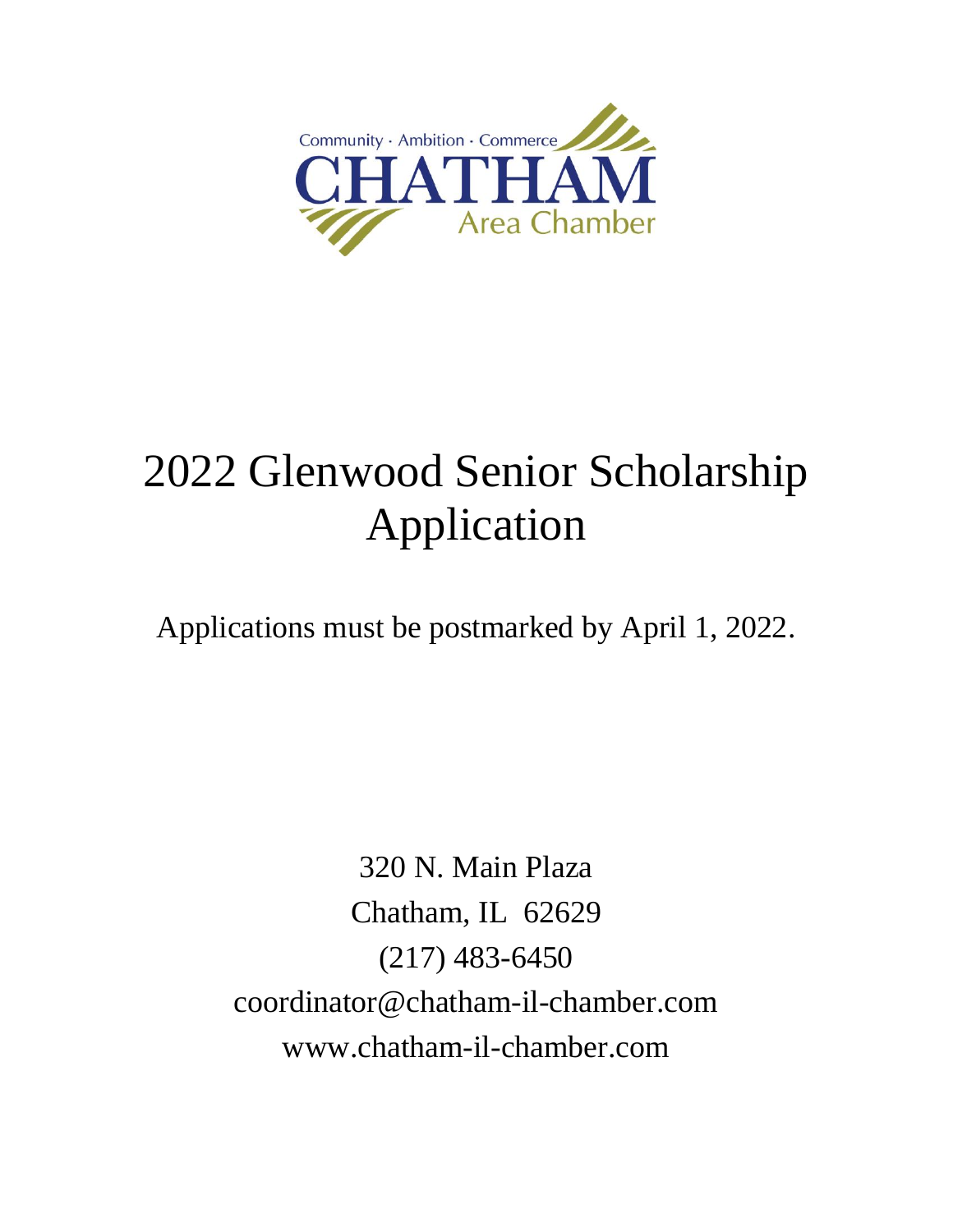Community · Ambition · Commerce

CHATHAM

Area Chamber

# 2022 Glenwood Senior Scholarship Application

Applications must be postmarked by April 1, 2022.

320 N. Main Plaza
Chatham, IL 62629
(217) 483-6450
coordinator@chatham-il-chamber.com
www.chatham-il-chamber.com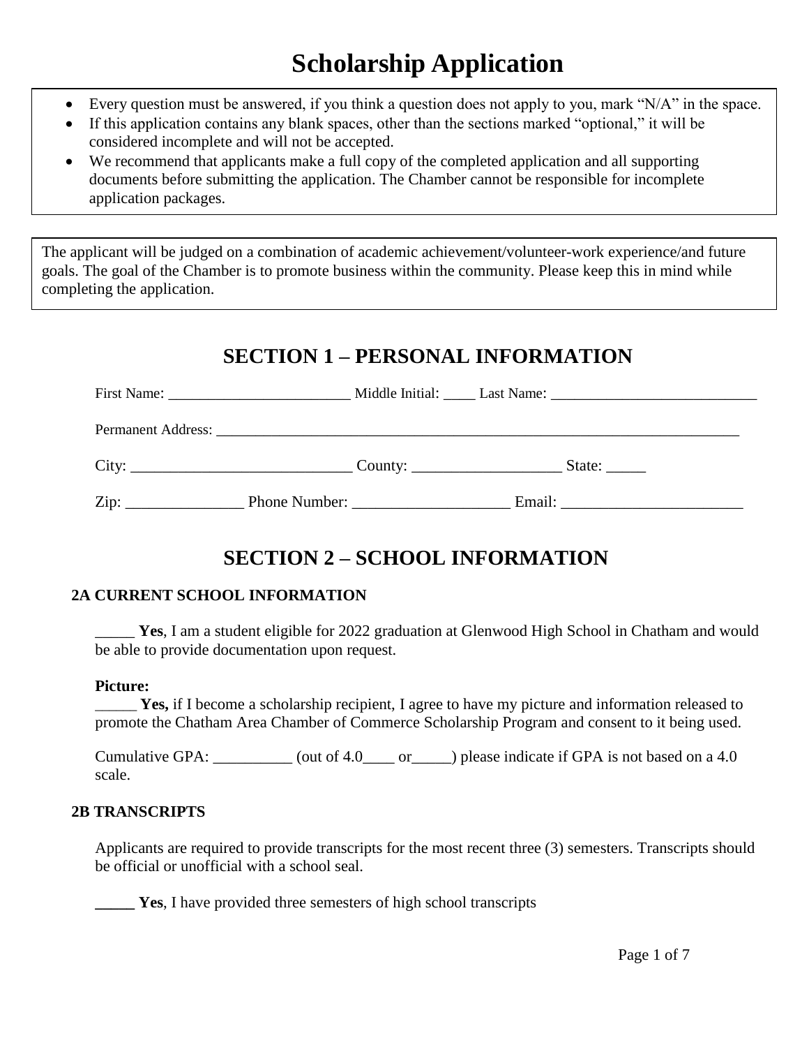# Scholarship Application

- Every question must be answered, if you think a question does not apply to you, mark "N/A" in the space.
- If this application contains any blank spaces, other than the sections marked "optional," it will be considered incomplete and will not be accepted.
- We recommend that applicants make a full copy of the completed application and all supporting documents before submitting the application. The Chamber cannot be responsible for incomplete application packages.

The applicant will be judged on a combination of academic achievement/volunteer-work experience/and future goals. The goal of the Chamber is to promote business within the community. Please keep this in mind while completing the application.

## SECTION 1 – PERSONAL INFORMATION

First Name: ________________________ Middle Initial: ____ Last Name: ___________________________

Permanent Address: _____________________________________________________________________

City: ____________________________ County: ___________________ State: _____

Zip: _______________ Phone Number: ____________________ Email: _______________________

## SECTION 2 – SCHOOL INFORMATION

### 2A CURRENT SCHOOL INFORMATION

_____ **Yes**, I am a student eligible for 2022 graduation at Glenwood High School in Chatham and would be able to provide documentation upon request.

**Picture:**

_____ **Yes,** if I become a scholarship recipient, I agree to have my picture and information released to promote the Chatham Area Chamber of Commerce Scholarship Program and consent to it being used.

Cumulative GPA: __________ (out of 4.0____ or_____) please indicate if GPA is not based on a 4.0 scale.

### 2B TRANSCRIPTS

Applicants are required to provide transcripts for the most recent three (3) semesters. Transcripts should be official or unofficial with a school seal.

**_____ Yes**, I have provided three semesters of high school transcripts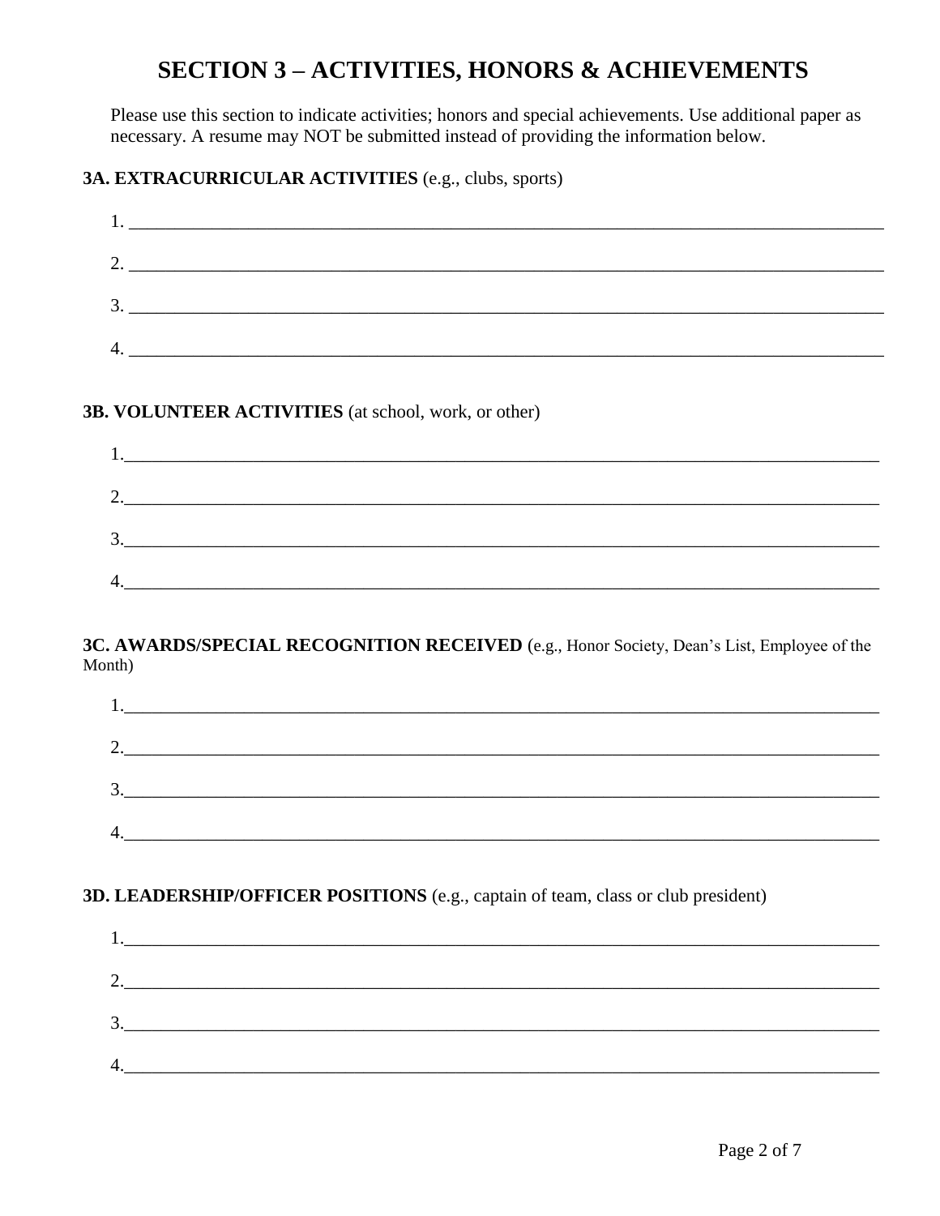# SECTION 3 – ACTIVITIES, HONORS & ACHIEVEMENTS

Please use this section to indicate activities; honors and special achievements. Use additional paper as necessary. A resume may NOT be submitted instead of providing the information below.

**3A. EXTRACURRICULAR ACTIVITIES** (e.g., clubs, sports)

1. ____________________________________________________________________________

2. ____________________________________________________________________________

3. ____________________________________________________________________________

4. ____________________________________________________________________________

**3B. VOLUNTEER ACTIVITIES** (at school, work, or other)

1. ____________________________________________________________________________

2. ____________________________________________________________________________

3. ____________________________________________________________________________

4. ____________________________________________________________________________

**3C. AWARDS/SPECIAL RECOGNITION RECEIVED** (e.g., Honor Society, Dean's List, Employee of the Month)

1. ____________________________________________________________________________

2. ____________________________________________________________________________

3. ____________________________________________________________________________

4. ____________________________________________________________________________

**3D. LEADERSHIP/OFFICER POSITIONS** (e.g., captain of team, class or club president)

1. ____________________________________________________________________________

2. ____________________________________________________________________________

3. ____________________________________________________________________________

4. ____________________________________________________________________________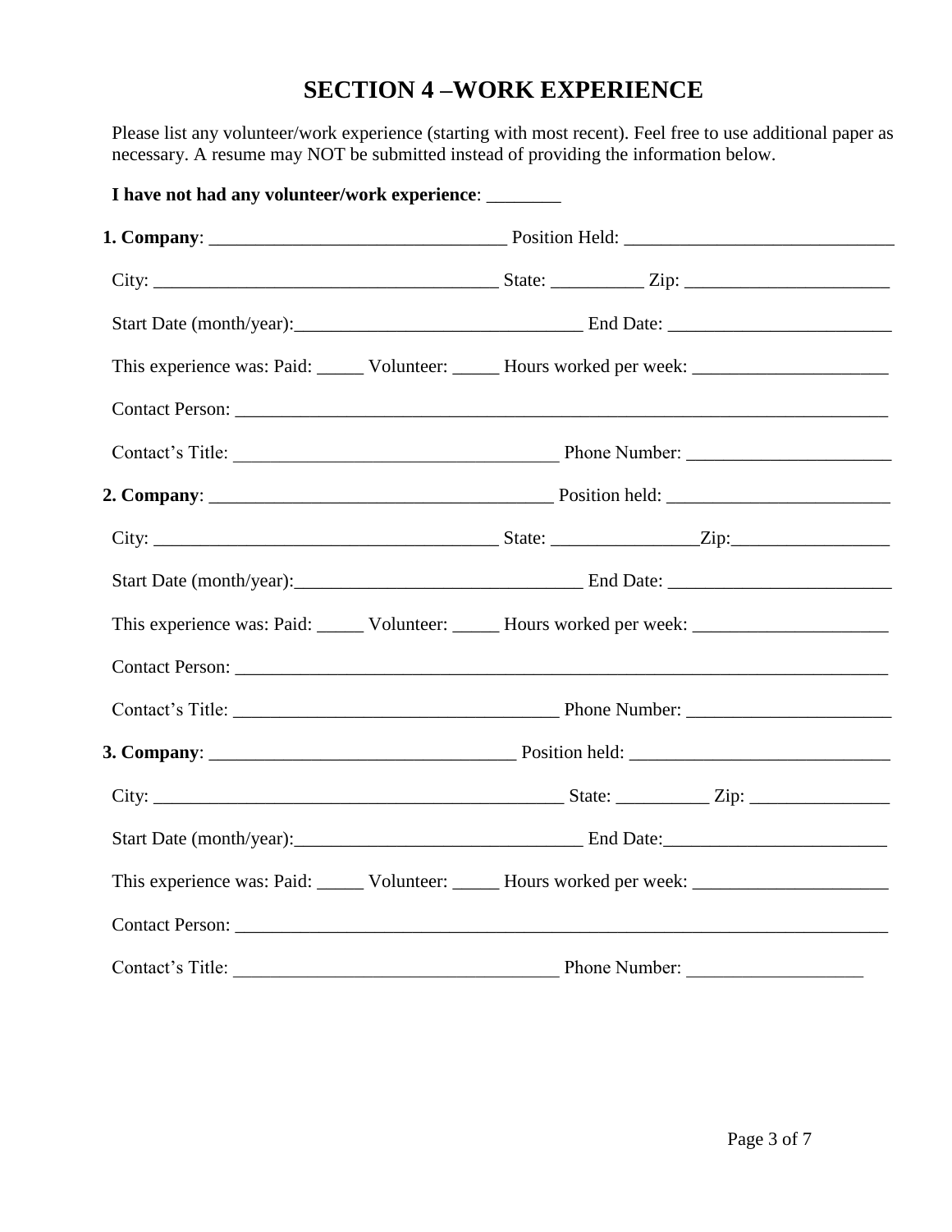# SECTION 4 –WORK EXPERIENCE

Please list any volunteer/work experience (starting with most recent). Feel free to use additional paper as necessary. A resume may NOT be submitted instead of providing the information below.

**I have not had any volunteer/work experience**: ________

**1. Company**: ________________________________ Position Held: ____________________________

City: _____________________________________ State: __________ Zip: ______________________

Start Date (month/year):_______________________________ End Date: ________________________

This experience was: Paid: _____ Volunteer: _____ Hours worked per week: _____________________

Contact Person: _________________________________________________________________________

Contact's Title: ___________________________________ Phone Number: ______________________

**2. Company**: _____________________________________ Position held: ________________________

City: _____________________________________ State: _______________Zip:_________________

Start Date (month/year):_______________________________ End Date: ________________________

This experience was: Paid: _____ Volunteer: _____ Hours worked per week: _____________________

Contact Person: _________________________________________________________________________

Contact's Title: ___________________________________ Phone Number: ______________________

**3. Company**: _________________________________ Position held: ____________________________

City: ____________________________________________ State: __________ Zip: _______________

Start Date (month/year):_______________________________ End Date:________________________

This experience was: Paid: _____ Volunteer: _____ Hours worked per week: _____________________

Contact Person: _________________________________________________________________________

Contact's Title: ___________________________________ Phone Number: ___________________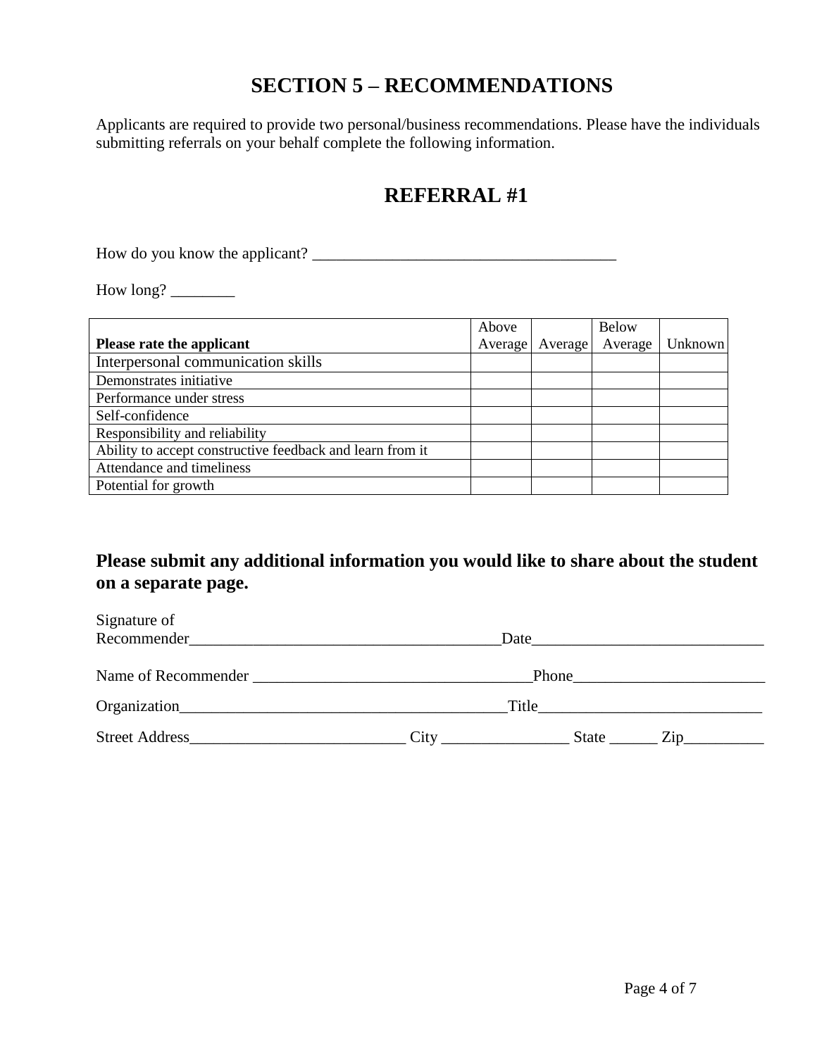# SECTION 5 – RECOMMENDATIONS

Applicants are required to provide two personal/business recommendations. Please have the individuals submitting referrals on your behalf complete the following information.

## REFERRAL #1

How do you know the applicant? _____________________________________

How long? ________

| **Please rate the applicant** | Above Average | Average | Below Average | Unknown |
|---|---|---|---|---|
| Interpersonal communication skills | | | | |
| Demonstrates initiative | | | | |
| Performance under stress | | | | |
| Self-confidence | | | | |
| Responsibility and reliability | | | | |
| Ability to accept constructive feedback and learn from it | | | | |
| Attendance and timeliness | | | | |
| Potential for growth | | | | |

**Please submit any additional information you would like to share about the student on a separate page.**

Signature of Recommender_______________________________________Date_____________________________

Name of Recommender ___________________________________Phone________________________

Organization_________________________________________Title____________________________

Street Address___________________________ City ________________ State ______ Zip__________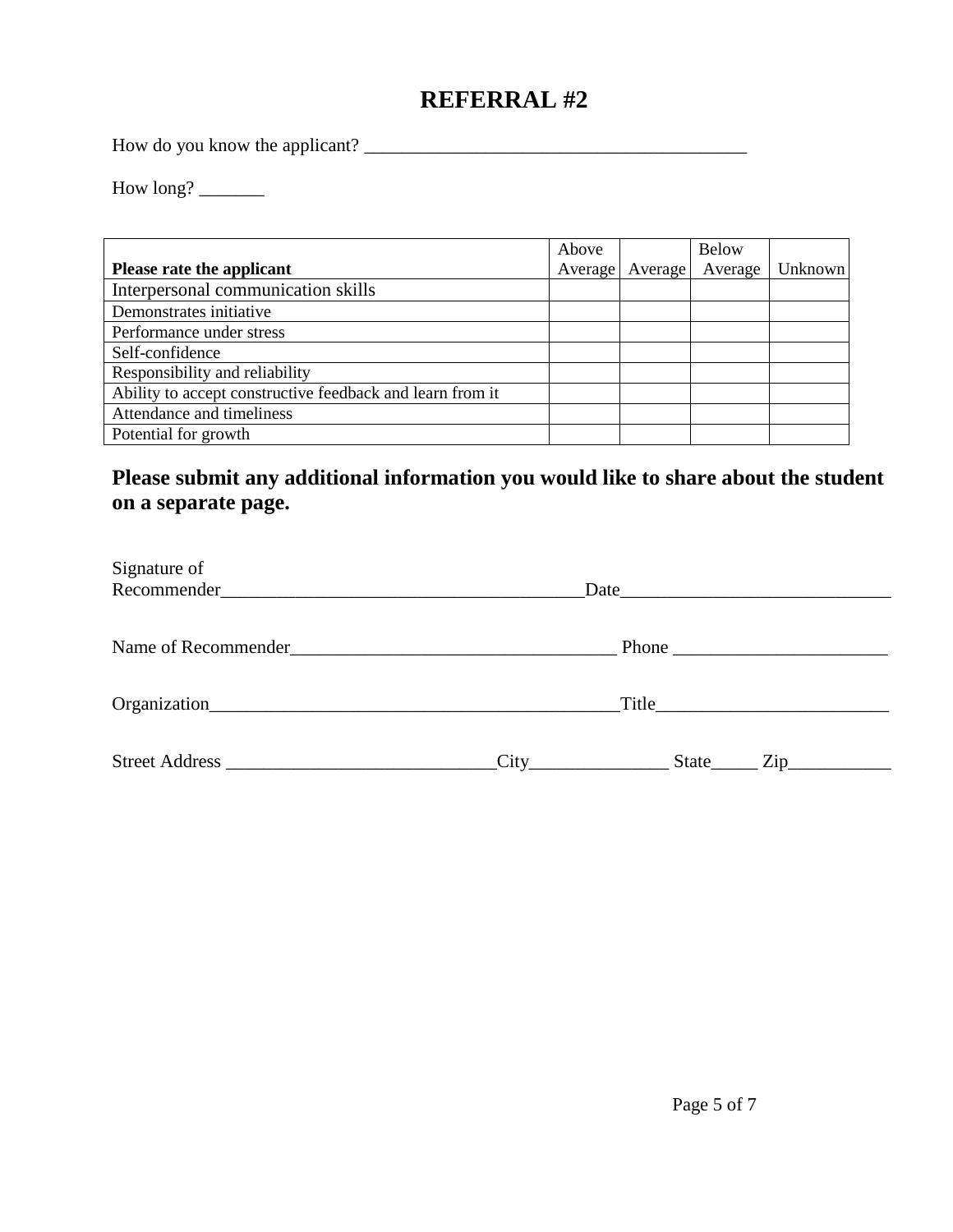# REFERRAL #2

How do you know the applicant? ________________________________________

How long? _______

| Please rate the applicant | Above Average | Average | Below Average | Unknown |
|---|---|---|---|---|
| Interpersonal communication skills | | | | |
| Demonstrates initiative | | | | |
| Performance under stress | | | | |
| Self-confidence | | | | |
| Responsibility and reliability | | | | |
| Ability to accept constructive feedback and learn from it | | | | |
| Attendance and timeliness | | | | |
| Potential for growth | | | | |

**Please submit any additional information you would like to share about the student on a separate page.**

Signature of Recommender_______________________________________Date_____________________________

Name of Recommender___________________________________ Phone _______________________

Organization_____________________________________________Title_________________________

Street Address _____________________________City_______________ State_____ Zip___________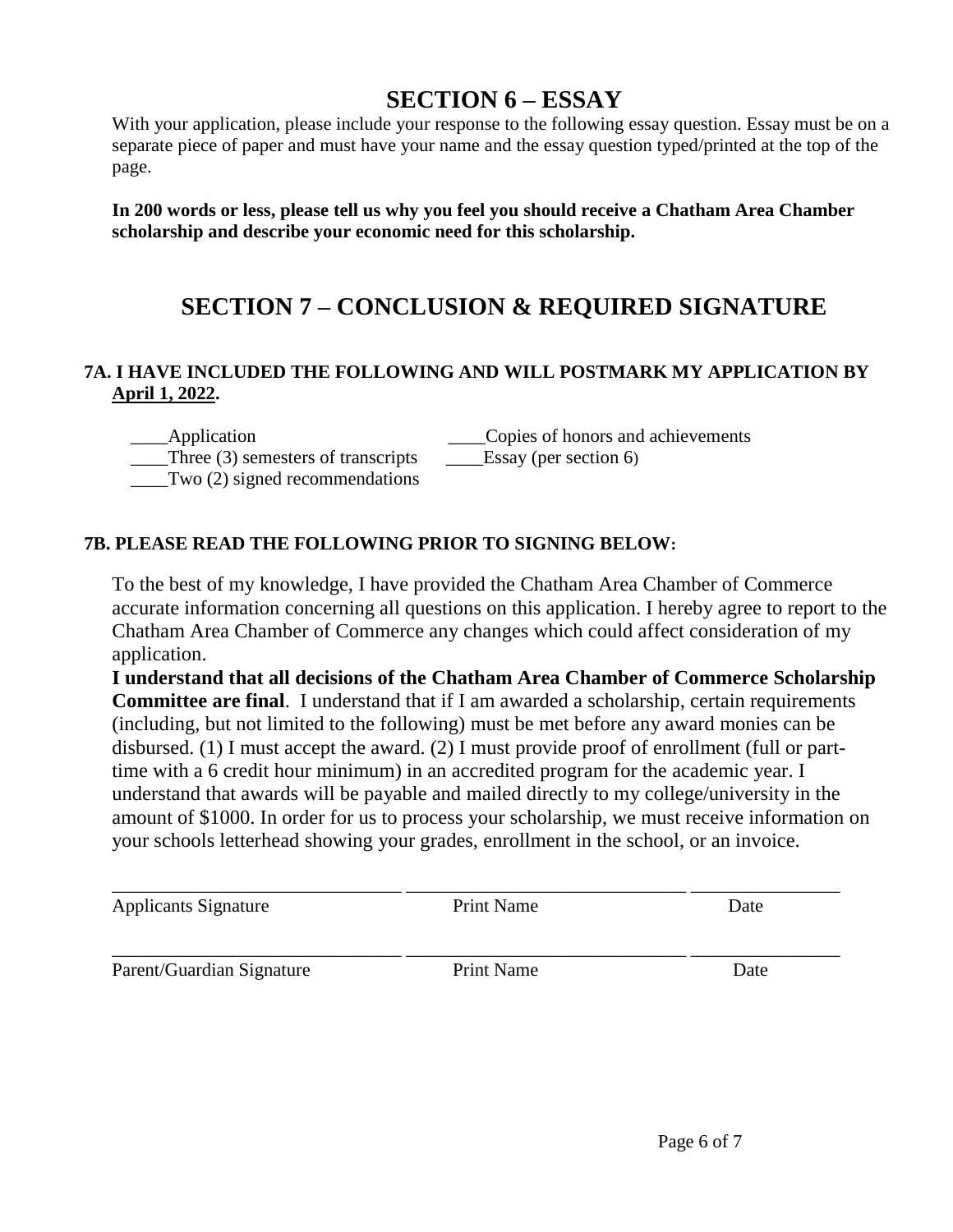# SECTION 6 – ESSAY

With your application, please include your response to the following essay question. Essay must be on a separate piece of paper and must have your name and the essay question typed/printed at the top of the page.

**In 200 words or less, please tell us why you feel you should receive a Chatham Area Chamber scholarship and describe your economic need for this scholarship.**

# SECTION 7 – CONCLUSION & REQUIRED SIGNATURE

### 7A. I HAVE INCLUDED THE FOLLOWING AND WILL POSTMARK MY APPLICATION BY **April 1, 2022**.

____Application
____Three (3) semesters of transcripts
____Two (2) signed recommendations
____Copies of honors and achievements
____Essay (per section 6)

### 7B. PLEASE READ THE FOLLOWING PRIOR TO SIGNING BELOW:

To the best of my knowledge, I have provided the Chatham Area Chamber of Commerce accurate information concerning all questions on this application. I hereby agree to report to the Chatham Area Chamber of Commerce any changes which could affect consideration of my application.

**I understand that all decisions of the Chatham Area Chamber of Commerce Scholarship Committee are final**. I understand that if I am awarded a scholarship, certain requirements (including, but not limited to the following) must be met before any award monies can be disbursed. (1) I must accept the award. (2) I must provide proof of enrollment (full or part-time with a 6 credit hour minimum) in an accredited program for the academic year. I understand that awards will be payable and mailed directly to my college/university in the amount of $1000. In order for us to process your scholarship, we must receive information on your schools letterhead showing your grades, enrollment in the school, or an invoice.

______________________________ ______________________________ ________________
Applicants Signature Print Name Date

______________________________ ______________________________ ________________
Parent/Guardian Signature Print Name Date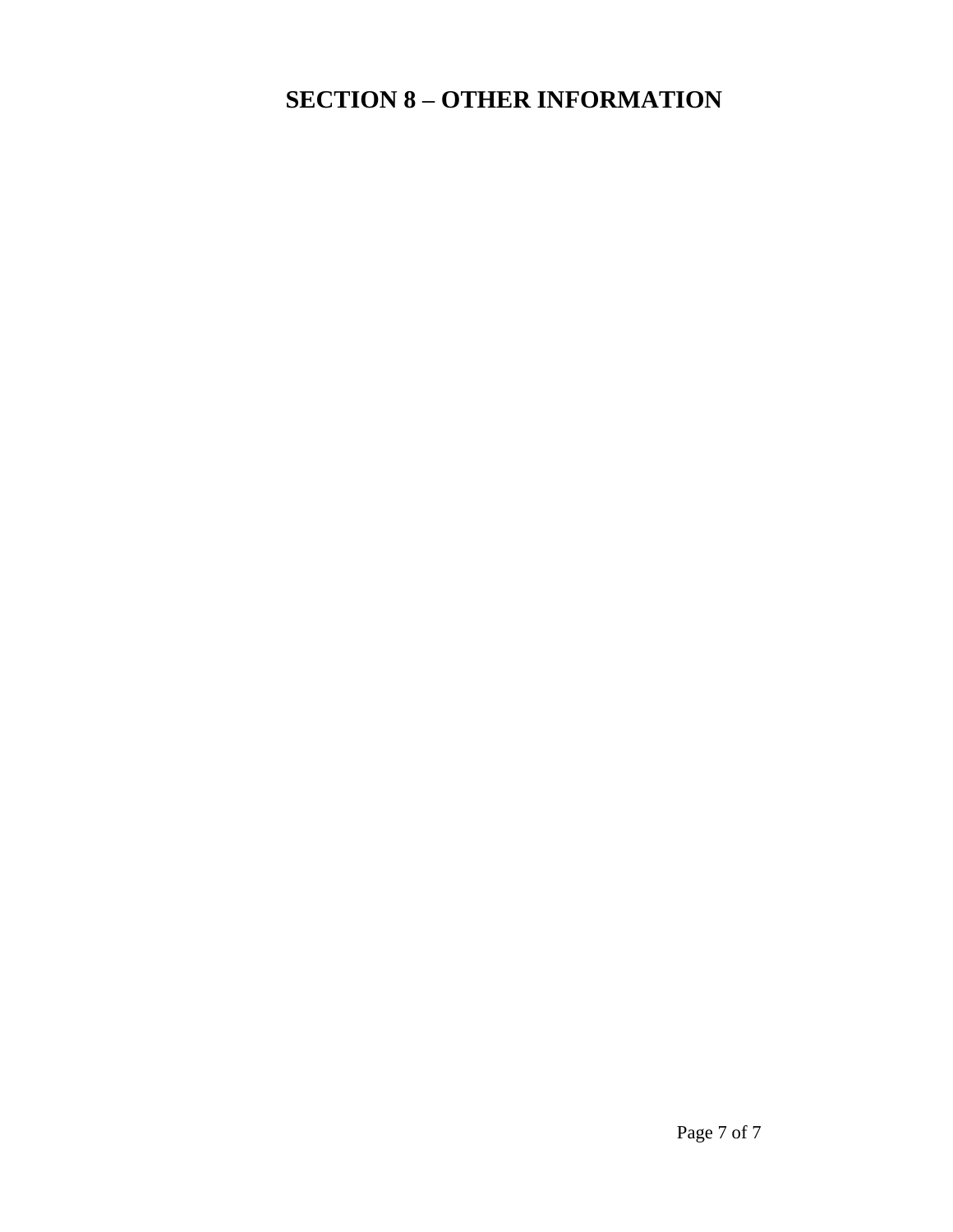# SECTION 8 – OTHER INFORMATION